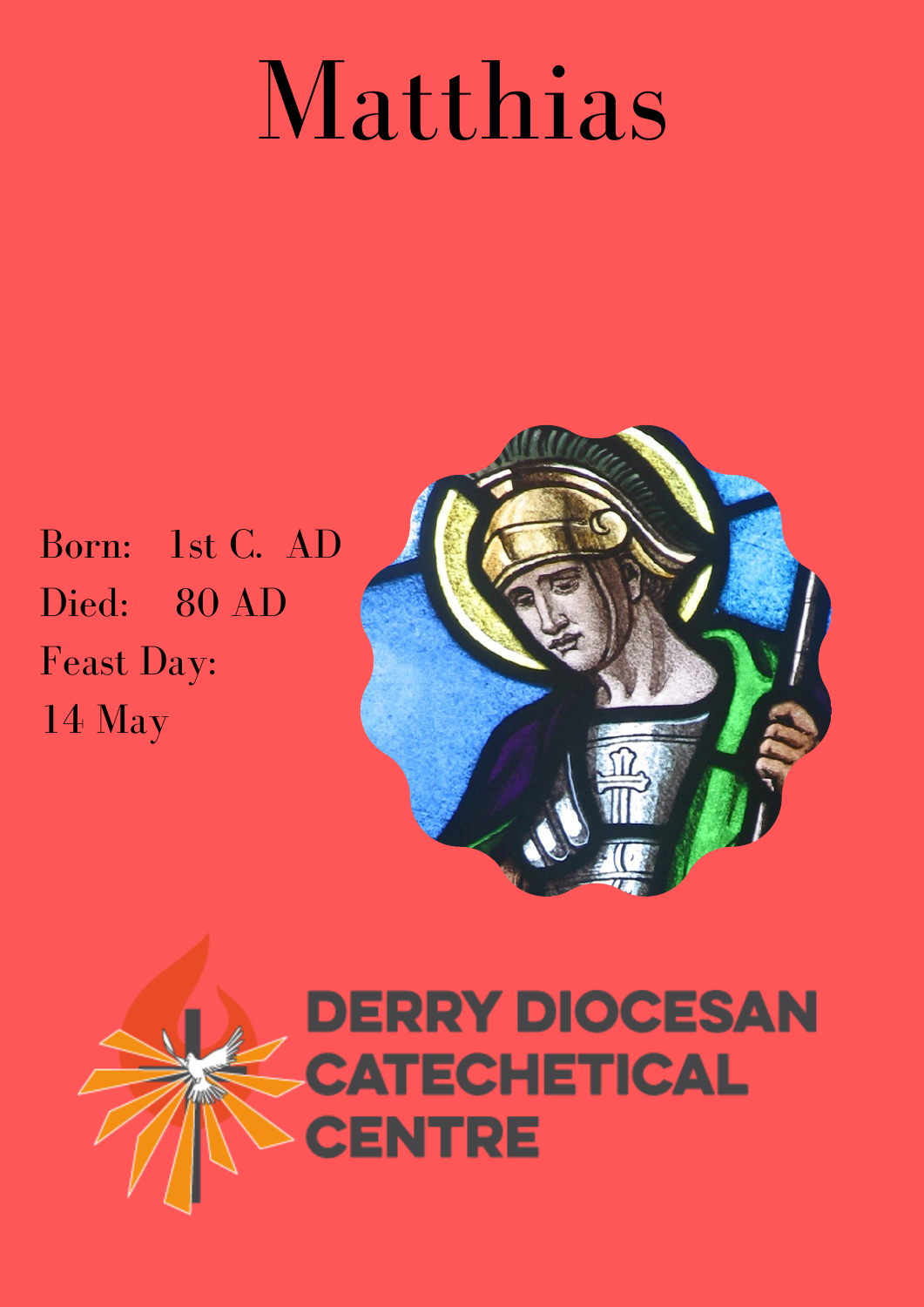# Matthias

Born: 1st C. AD
Died: 80 AD
Feast Day:
14 May

DERRY DIOCESAN CATECHETICAL CENTRE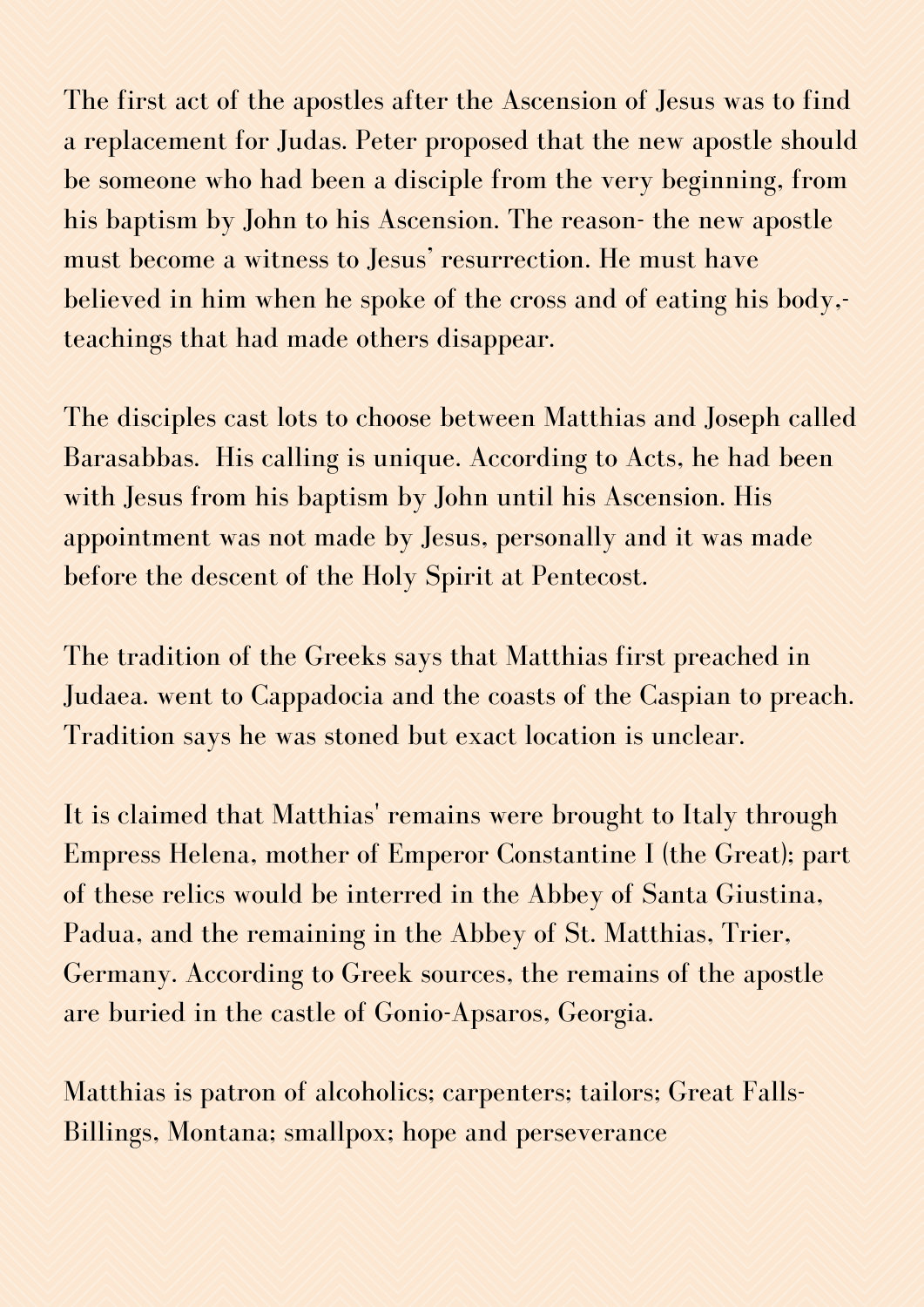The first act of the apostles after the Ascension of Jesus was to find a replacement for Judas. Peter proposed that the new apostle should be someone who had been a disciple from the very beginning, from his baptism by John to his Ascension. The reason- the new apostle must become a witness to Jesus' resurrection. He must have believed in him when he spoke of the cross and of eating his body,- teachings that had made others disappear.

The disciples cast lots to choose between Matthias and Joseph called Barasabbas.  His calling is unique. According to Acts, he had been with Jesus from his baptism by John until his Ascension. His appointment was not made by Jesus, personally and it was made before the descent of the Holy Spirit at Pentecost.

The tradition of the Greeks says that Matthias first preached in Judaea. went to Cappadocia and the coasts of the Caspian to preach. Tradition says he was stoned but exact location is unclear.

It is claimed that Matthias' remains were brought to Italy through Empress Helena, mother of Emperor Constantine I (the Great); part of these relics would be interred in the Abbey of Santa Giustina, Padua, and the remaining in the Abbey of St. Matthias, Trier, Germany. According to Greek sources, the remains of the apostle are buried in the castle of Gonio-Apsaros, Georgia.

Matthias is patron of alcoholics; carpenters; tailors; Great Falls-Billings, Montana; smallpox; hope and perseverance